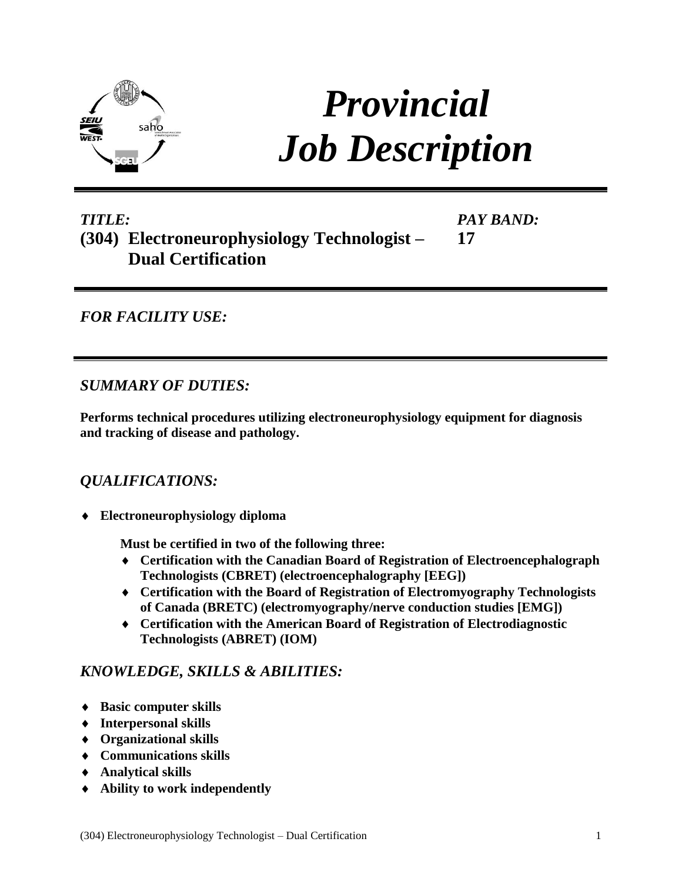# *Provincial Job Description*

***TITLE:***
**(304) Electroneurophysiology Technologist – Dual Certification**

***PAY BAND:***
**17**

## *FOR FACILITY USE:*

## *SUMMARY OF DUTIES:*

**Performs technical procedures utilizing electroneurophysiology equipment for diagnosis and tracking of disease and pathology.**

## *QUALIFICATIONS:*

- **Electroneurophysiology diploma**

  **Must be certified in two of the following three:**
  - **Certification with the Canadian Board of Registration of Electroencephalograph Technologists (CBRET) (electroencephalography [EEG])**
  - **Certification with the Board of Registration of Electromyography Technologists of Canada (BRETC) (electromyography/nerve conduction studies [EMG])**
  - **Certification with the American Board of Registration of Electrodiagnostic Technologists (ABRET) (IOM)**

## *KNOWLEDGE, SKILLS & ABILITIES:*

- **Basic computer skills**
- **Interpersonal skills**
- **Organizational skills**
- **Communications skills**
- **Analytical skills**
- **Ability to work independently**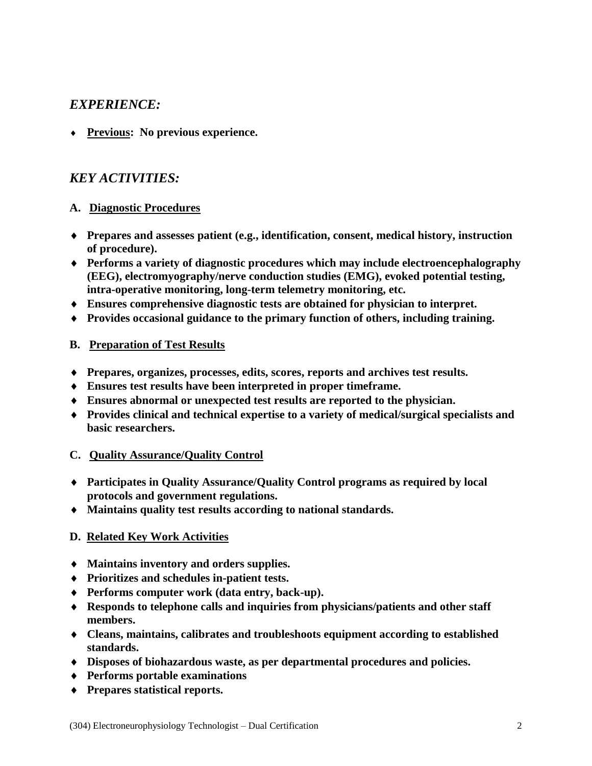## *EXPERIENCE:*

- **Previous: No previous experience.**

## *KEY ACTIVITIES:*

### A. Diagnostic Procedures

- **Prepares and assesses patient (e.g., identification, consent, medical history, instruction of procedure).**
- **Performs a variety of diagnostic procedures which may include electroencephalography (EEG), electromyography/nerve conduction studies (EMG), evoked potential testing, intra-operative monitoring, long-term telemetry monitoring, etc.**
- **Ensures comprehensive diagnostic tests are obtained for physician to interpret.**
- **Provides occasional guidance to the primary function of others, including training.**

### B. Preparation of Test Results

- **Prepares, organizes, processes, edits, scores, reports and archives test results.**
- **Ensures test results have been interpreted in proper timeframe.**
- **Ensures abnormal or unexpected test results are reported to the physician.**
- **Provides clinical and technical expertise to a variety of medical/surgical specialists and basic researchers.**

### C. Quality Assurance/Quality Control

- **Participates in Quality Assurance/Quality Control programs as required by local protocols and government regulations.**
- **Maintains quality test results according to national standards.**

### D. Related Key Work Activities

- **Maintains inventory and orders supplies.**
- **Prioritizes and schedules in-patient tests.**
- **Performs computer work (data entry, back-up).**
- **Responds to telephone calls and inquiries from physicians/patients and other staff members.**
- **Cleans, maintains, calibrates and troubleshoots equipment according to established standards.**
- **Disposes of biohazardous waste, as per departmental procedures and policies.**
- **Performs portable examinations**
- **Prepares statistical reports.**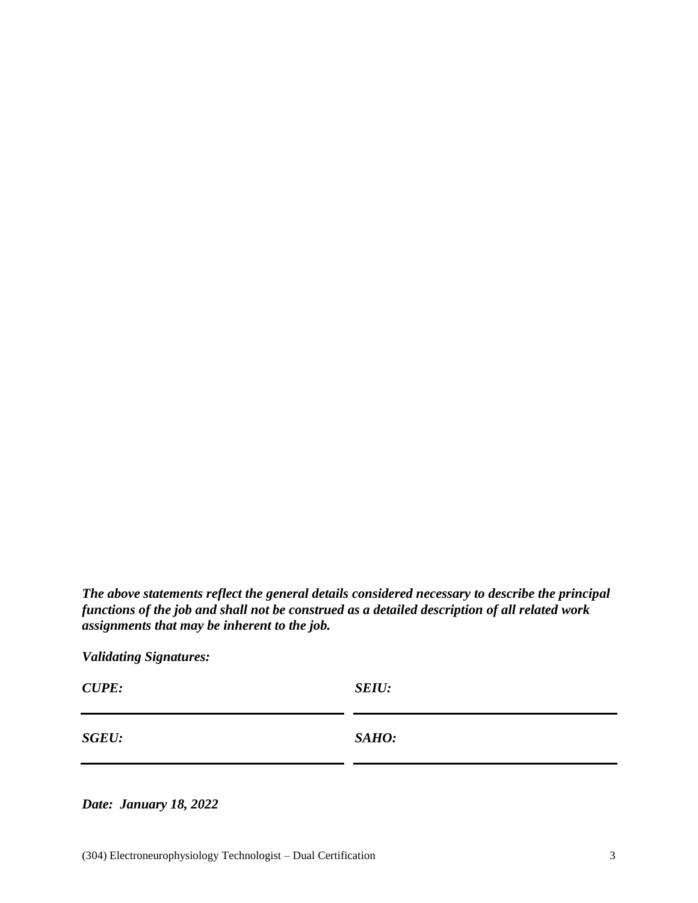***The above statements reflect the general details considered necessary to describe the principal functions of the job and shall not be construed as a detailed description of all related work assignments that may be inherent to the job.***

***Validating Signatures:***

| | |
|---|---|
| ***CUPE:*** | ***SEIU:*** |
| ***SGEU:*** | ***SAHO:*** |

***Date: January 18, 2022***